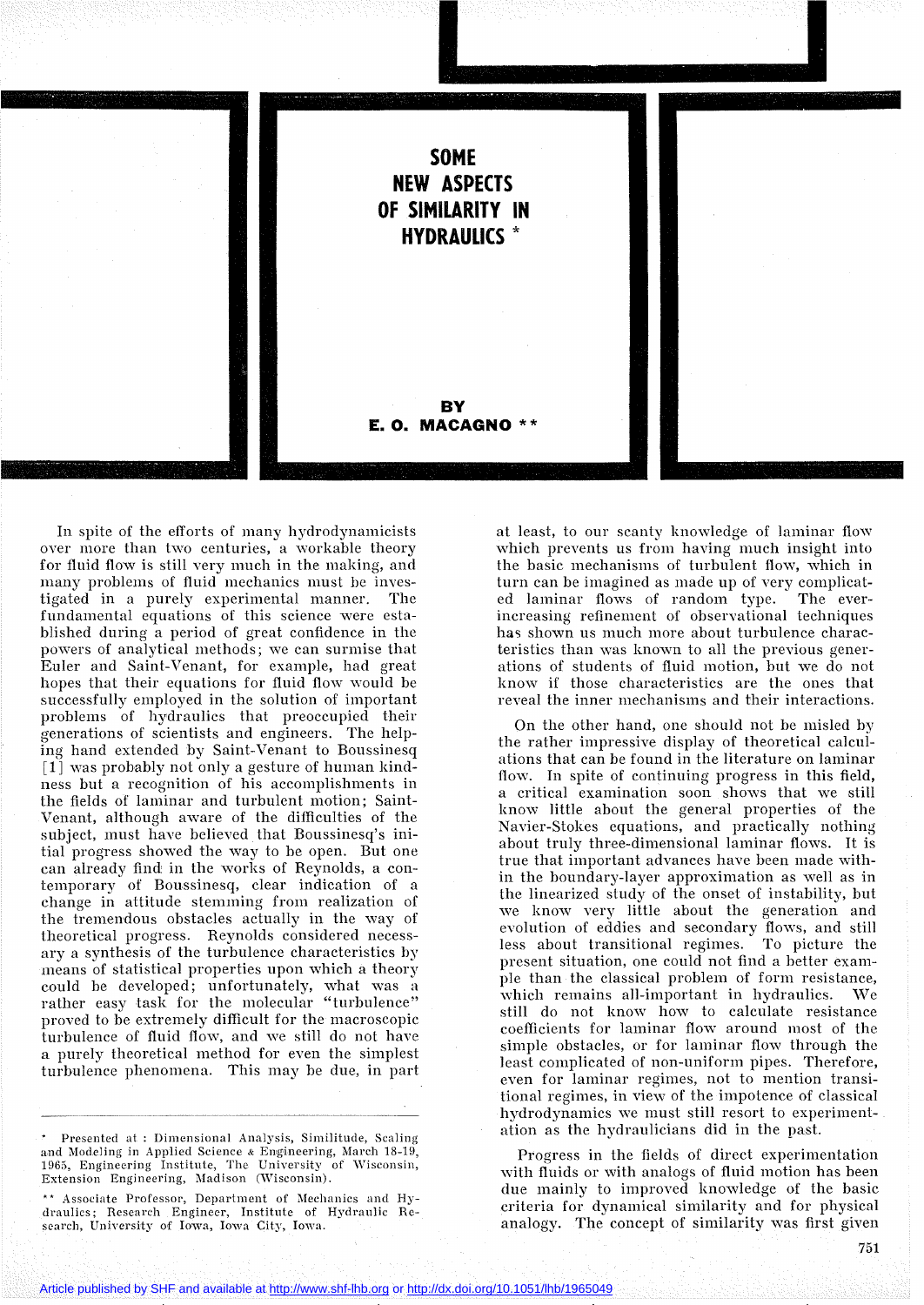# SOME NEW ASPECTS OF SIMILARITY IN HYDRAULICS *

BY

**E. O. MACAGNO ****

In spite of the efforts of many hydrodynamicists over more than two centuries, a workable theory for fluid flow is still very much in the making, and many problems of fluid mechanics must be investigated in a purely experimental manner. The fundamental equations of this science were established during a period of great confidence in the powers of analytical methods; we can surmise that Euler and Saint-Venant, for example, had great hopes that their equations for fluid flow would be successfully employed in the solution of important problems of hydraulics that preoccupied their generations of scientists and engineers. The helping hand extended by Saint-Venant to Boussinesq [1] was probably not only a gesture of human kindness but a recognition of his accomplishments in the fields of laminar and turbulent motion; Saint-Venant, although aware of the difficulties of the subject, must have believed that Boussinesq's initial progress showed the way to be open. But one can already find in the works of Reynolds, a contemporary of Boussinesq, clear indication of a change in attitude stemming from realization of the tremendous obstacles actually in the way of theoretical progress. Reynolds considered necessary a synthesis of the turbulence characteristics by means of statistical properties upon which a theory could be developed; unfortunately, what was a rather easy task for the molecular "turbulence" proved to be extremely difficult for the macroscopic turbulence of fluid flow, and we still do not have a purely theoretical method for even the simplest turbulence phenomena. This may be due, in part at least, to our scanty knowledge of laminar flow which prevents us from having much insight into the basic mechanisms of turbulent flow, which in turn can be imagined as made up of very complicated laminar flows of random type. The ever-increasing refinement of observational techniques has shown us much more about turbulence characteristics than was known to all the previous generations of students of fluid motion, but we do not know if those characteristics are the ones that reveal the inner mechanisms and their interactions.

On the other hand, one should not be misled by the rather impressive display of theoretical calculations that can be found in the literature on laminar flow. In spite of continuing progress in this field, a critical examination soon shows that we still know little about the general properties of the Navier-Stokes equations, and practically nothing about truly three-dimensional laminar flows. It is true that important advances have been made within the boundary-layer approximation as well as in the linearized study of the onset of instability, but we know very little about the generation and evolution of eddies and secondary flows, and still less about transitional regimes. To picture the present situation, one could not find a better example than the classical problem of form resistance, which remains all-important in hydraulics. We still do not know how to calculate resistance coefficients for laminar flow around most of the simple obstacles, or for laminar flow through the least complicated of non-uniform pipes. Therefore, even for laminar regimes, not to mention transitional regimes, in view of the impotence of classical hydrodynamics we must still resort to experimentation as the hydraulicians did in the past.

Progress in the fields of direct experimentation with fluids or with analogs of fluid motion has been due mainly to improved knowledge of the basic criteria for dynamical similarity and for physical analogy. The concept of similarity was first given

---

\* Presented at: Dimensional Analysis, Similitude, Scaling and Modeling in Applied Science & Engineering, March 18-19, 1965, Engineering Institute, The University of Wisconsin, Extension Engineering, Madison (Wisconsin).

\*\* Associate Professor, Department of Mechanics and Hydraulics; Research Engineer, Institute of Hydraulic Research, University of Iowa, Iowa City, Iowa.

Article published by SHF and available at http://www.shf-lhb.org or http://dx.doi.org/10.1051/lhb/1965049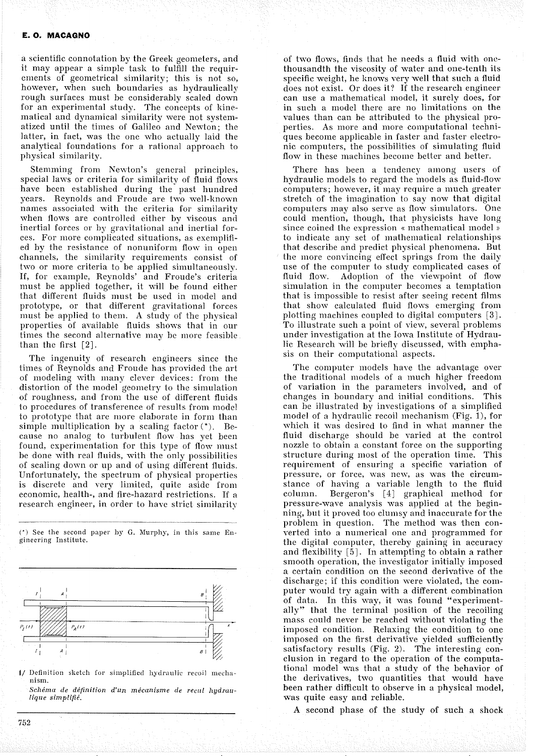a scientific connotation by the Greek geometers, and it may appear a simple task to fulfill the requirements of geometrical similarity; this is not so, however, when such boundaries as hydraulically rough surfaces must be considerably scaled down for an experimental study. The concepts of kinematical and dynamical similarity were not systematized until the times of Galileo and Newton; the latter, in fact, was the one who actually laid the analytical foundations for a rational approach to physical similarity.

Stemming from Newton's general principles, special laws or criteria for similarity of fluid flows have been established during the past hundred years. Reynolds and Froude are two well-known names associated with the criteria for similarity when flows are controlled either by viscous and inertial forces or by gravitational and inertial forces. For more complicated situations, as exemplified by the resistance of nonuniform flow in open channels, the similarity requirements consist of two or more criteria to be applied simultaneously. If, for example, Reynolds' and Froude's criteria must be applied together, it will be found either that different fluids must be used in model and prototype, or that different gravitational forces must be applied to them. A study of the physical properties of available fluids shows that in our times the second alternative may be more feasible than the first [2].

The ingenuity of research engineers since the times of Reynolds and Froude has provided the art of modeling with many clever devices: from the distortion of the model geometry to the simulation of roughness, and from the use of different fluids to procedures of transference of results from model to prototype that are more elaborate in form than simple multiplication by a scaling factor (*). Because no analog to turbulent flow has yet been found, experimentation for this type of flow must be done with real fluids, with the only possibilities of scaling down or up and of using different fluids. Unfortunately, the spectrum of physical properties is discrete and very limited, quite aside from economic, health-, and fire-hazard restrictions. If a research engineer, in order to have strict similarity of two flows, finds that he needs a fluid with one-thousandth the viscosity of water and one-tenth its specific weight, he knows very well that such a fluid does not exist. Or does it? If the research engineer can use a mathematical model, it surely does, for in such a model there are no limitations on the values than can be attributed to the physical properties. As more and more computational techniques become applicable in faster and faster electronic computers, the possibilities of simulating fluid flow in these machines become better and better.

(*) See the second paper by G. Murphy, in this same Engineering Institute.

1/ Definition sketch for simplified hydraulic recoil mechanism.

*Schéma de définition d'un mécanisme de recul hydraulique simplifié.*

There has been a tendency among users of hydraulic models to regard the models as fluid-flow computers; however, it may require a much greater stretch of the imagination to say now that digital computers may also serve as flow simulators. One could mention, though, that physicists have long since coined the expression « mathematical model » to indicate any set of mathematical relationships that describe and predict physical phenomena. But the more convincing effect springs from the daily use of the computer to study complicated cases of fluid flow. Adoption of the viewpoint of flow simulation in the computer becomes a temptation that is impossible to resist after seeing recent films that show calculated fluid flows emerging from plotting machines coupled to digital computers [3]. To illustrate such a point of view, several problems under investigation at the Iowa Institute of Hydraulic Research will be briefly discussed, with emphasis on their computational aspects.

The computer models have the advantage over the traditional models of a much higher freedom of variation in the parameters involved, and of changes in boundary and initial conditions. This can be illustrated by investigations of a simplified model of a hydraulic recoil mechanism (Fig. 1), for which it was desired to find in what manner the fluid discharge should be varied at the control nozzle to obtain a constant force on the supporting structure during most of the operation time. This requirement of ensuring a specific variation of pressure, or force, was new, as was the circumstance of having a variable length to the fluid column. Bergeron's [4] graphical method for pressure-wave analysis was applied at the beginning, but it proved too clumsy and inaccurate for the problem in question. The method was then converted into a numerical one and programmed for the digital computer, thereby gaining in accuracy and flexibility [5]. In attempting to obtain a rather smooth operation, the investigator initially imposed a certain condition on the second derivative of the discharge; if this condition were violated, the computer would try again with a different combination of data. In this way, it was found "experimentally" that the terminal position of the recoiling mass could never be reached without violating the imposed condition. Relaxing the condition to one imposed on the first derivative yielded sufficiently satisfactory results (Fig. 2). The interesting conclusion in regard to the operation of the computational model was that a study of the behavior of the derivatives, two quantities that would have been rather difficult to observe in a physical model, was quite easy and reliable.

A second phase of the study of such a shock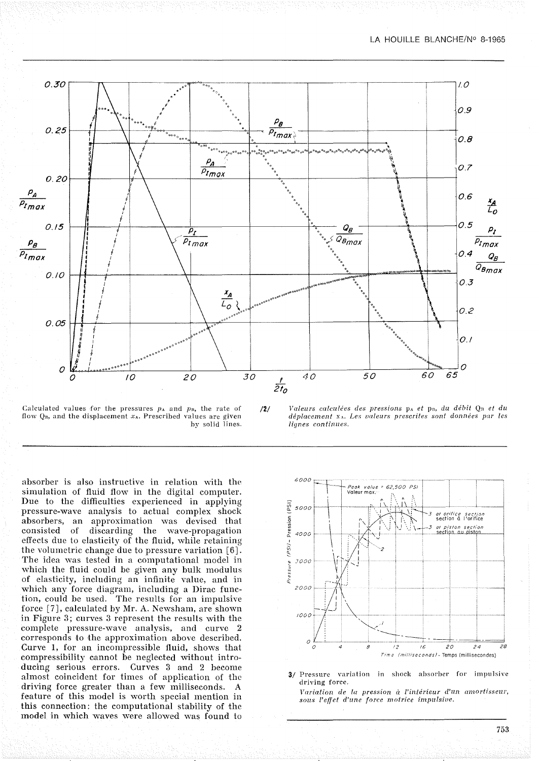Calculated values for the pressures $p_A$ and $p_B$, the rate of flow $Q_B$, and the displacement $x_A$. Prescribed values are given by solid lines.

**/2/** *Valeurs calculées des pressions $p_A$ et $p_B$, du débit $Q_B$ et du déplacement $x_A$. Les valeurs prescrites sont données par les lignes continues.*

absorber is also instructive in relation with the simulation of fluid flow in the digital computer. Due to the difficulties experienced in applying pressure-wave analysis to actual complex shock absorbers, an approximation was devised that consisted of discarding the wave-propagation effects due to elasticity of the fluid, while retaining the volumetric change due to pressure variation [6]. The idea was tested in a computational model in which the fluid could be given any bulk modulus of elasticity, including an infinite value, and in which any force diagram, including a Dirac function, could be used. The results for an impulsive force [7], calculated by Mr. A. Newsham, are shown in Figure 3; curves 3 represent the results with the complete pressure-wave analysis, and curve 2 corresponds to the approximation above described. Curve 1, for an incompressible fluid, shows that compressibility cannot be neglected without introducing serious errors. Curves 3 and 2 become almost coincident for times of application of the driving force greater than a few milliseconds. A feature of this model is worth special mention in this connection: the computational stability of the model in which waves were allowed was found to

**3/** Pressure variation in shock absorber for impulsive driving force.

*Variation de la pression à l'intérieur d'un amortisseur, sous l'effet d'une force motrice impulsive.*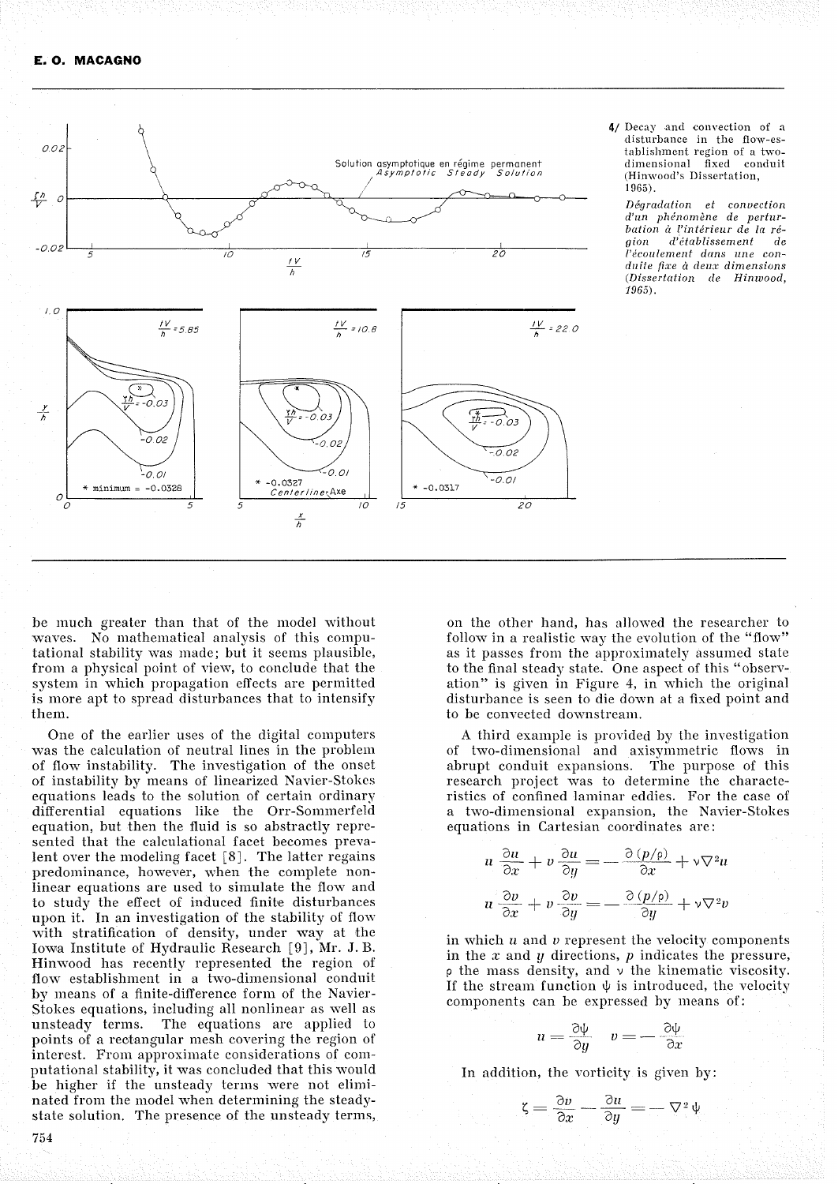4/ Decay and convection of a disturbance in the flow-establishment region of a two-dimensional fixed conduit (Hinwood's Dissertation, 1965).

*Dégradation et convection d'un phénomène de perturbation à l'intérieur de la région d'établissement de l'écoulement dans une conduite fixe à deux dimensions (Dissertation de Hinwood, 1965).*

be much greater than that of the model without waves. No mathematical analysis of this computational stability was made; but it seems plausible, from a physical point of view, to conclude that the system in which propagation effects are permitted is more apt to spread disturbances that to intensify them.

One of the earlier uses of the digital computers was the calculation of neutral lines in the problem of flow instability. The investigation of the onset of instability by means of linearized Navier-Stokes equations leads to the solution of certain ordinary differential equations like the Orr-Sommerfeld equation, but then the fluid is so abstractly represented that the calculational facet becomes prevalent over the modeling facet [8]. The latter regains predominance, however, when the complete non-linear equations are used to simulate the flow and to study the effect of induced finite disturbances upon it. In an investigation of the stability of flow with stratification of density, under way at the Iowa Institute of Hydraulic Research [9], Mr. J. B. Hinwood has recently represented the region of flow establishment in a two-dimensional conduit by means of a finite-difference form of the Navier-Stokes equations, including all nonlinear as well as unsteady terms. The equations are applied to points of a rectangular mesh covering the region of interest. From approximate considerations of computational stability, it was concluded that this would be higher if the unsteady terms were not eliminated from the model when determining the steady-state solution. The presence of the unsteady terms, on the other hand, has allowed the researcher to follow in a realistic way the evolution of the "flow" as it passes from the approximately assumed state to the final steady state. One aspect of this "observation" is given in Figure 4, in which the original disturbance is seen to die down at a fixed point and to be convected downstream.

A third example is provided by the investigation of two-dimensional and axisymmetric flows in abrupt conduit expansions. The purpose of this research project was to determine the characteristics of confined laminar eddies. For the case of a two-dimensional expansion, the Navier-Stokes equations in Cartesian coordinates are:

$$u\,\frac{\partial u}{\partial x} + v\,\frac{\partial u}{\partial y} = -\,\frac{\partial\,(p/\rho)}{\partial x} + \nu\nabla^2 u$$

$$u\,\frac{\partial v}{\partial x} + v\,\frac{\partial v}{\partial y} = -\,\frac{\partial\,(p/\rho)}{\partial y} + \nu\nabla^2 v$$

in which $u$ and $v$ represent the velocity components in the $x$ and $y$ directions, $p$ indicates the pressure, $\rho$ the mass density, and $\nu$ the kinematic viscosity. If the stream function $\psi$ is introduced, the velocity components can be expressed by means of:

$$u = \frac{\partial \psi}{\partial y} \qquad v = -\,\frac{\partial \psi}{\partial x}$$

In addition, the vorticity is given by:

$$\zeta = \frac{\partial v}{\partial x} - \frac{\partial u}{\partial y} = -\,\nabla^2 \psi$$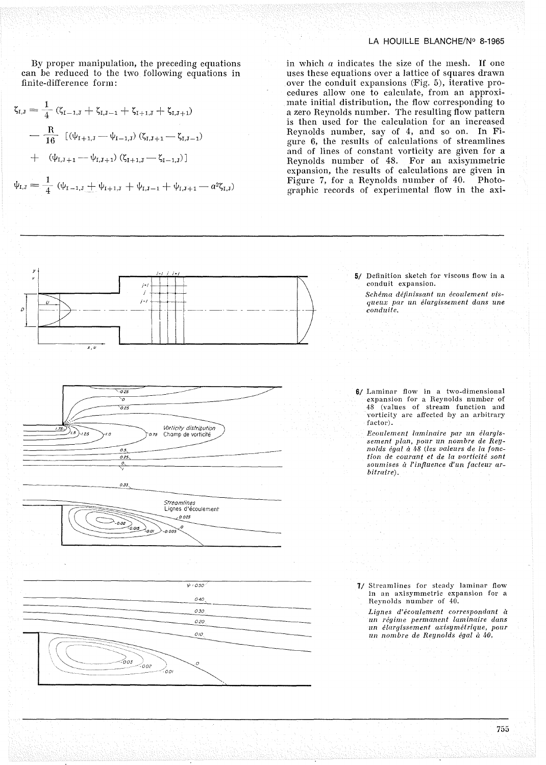By proper manipulation, the preceding equations can be reduced to the two following equations in finite-difference form:

$$\zeta_{I,J} = \frac{1}{4}\left(\zeta_{I-1,J} + \zeta_{I,J-1} + \zeta_{I+1,J} + \zeta_{I,J+1}\right)$$

$$- \frac{R}{16}\left[\left(\psi_{I+1,J} - \psi_{I-1,J}\right)\left(\zeta_{I,J+1} - \zeta_{I,J-1}\right)\right.$$

$$\left. + \left(\psi_{I,J+1} - \psi_{I,J+1}\right)\left(\zeta_{I+1,J} - \zeta_{I-1,J}\right)\right]$$

$$\psi_{I,J} = \frac{1}{4}\left(\psi_{I-1,J} + \psi_{I+1,J} + \psi_{I,J-1} + \psi_{I,J+1} - a^2\zeta_{I,J}\right)$$

in which $a$ indicates the size of the mesh. If one uses these equations over a lattice of squares drawn over the conduit expansions (Fig. 5), iterative procedures allow one to calculate, from an approximate initial distribution, the flow corresponding to a zero Reynolds number. The resulting flow pattern is then used for the calculation for an increased Reynolds number, say of 4, and so on. In Figure 6, the results of calculations of streamlines and of lines of constant vorticity are given for a Reynolds number of 48. For an axisymmetric expansion, the results of calculations are given in Figure 7, for a Reynolds number of 40. Photographic records of experimental flow in the axi-

5/ Definition sketch for viscous flow in a conduit expansion.

*Schéma définissant un écoulement visqueux par un élargissement dans une conduite.*

6/ Laminar flow in a two-dimensional expansion for a Reynolds number of 48 (values of stream function and vorticity are affected by an arbitrary factor).

*Ecoulement laminaire par un élargissement plan, pour un nombre de Reynolds égal à 48 (les valeurs de la fonction de courant et de la vorticité sont soumises à l'influence d'un facteur arbitraire).*

7/ Streamlines for steady laminar flow in an axisymmetric expansion for a Reynolds number of 40.

*Lignes d'écoulement correspondant à un régime permanent laminaire dans un élargissement axisymétrique, pour un nombre de Reynolds égal à 40.*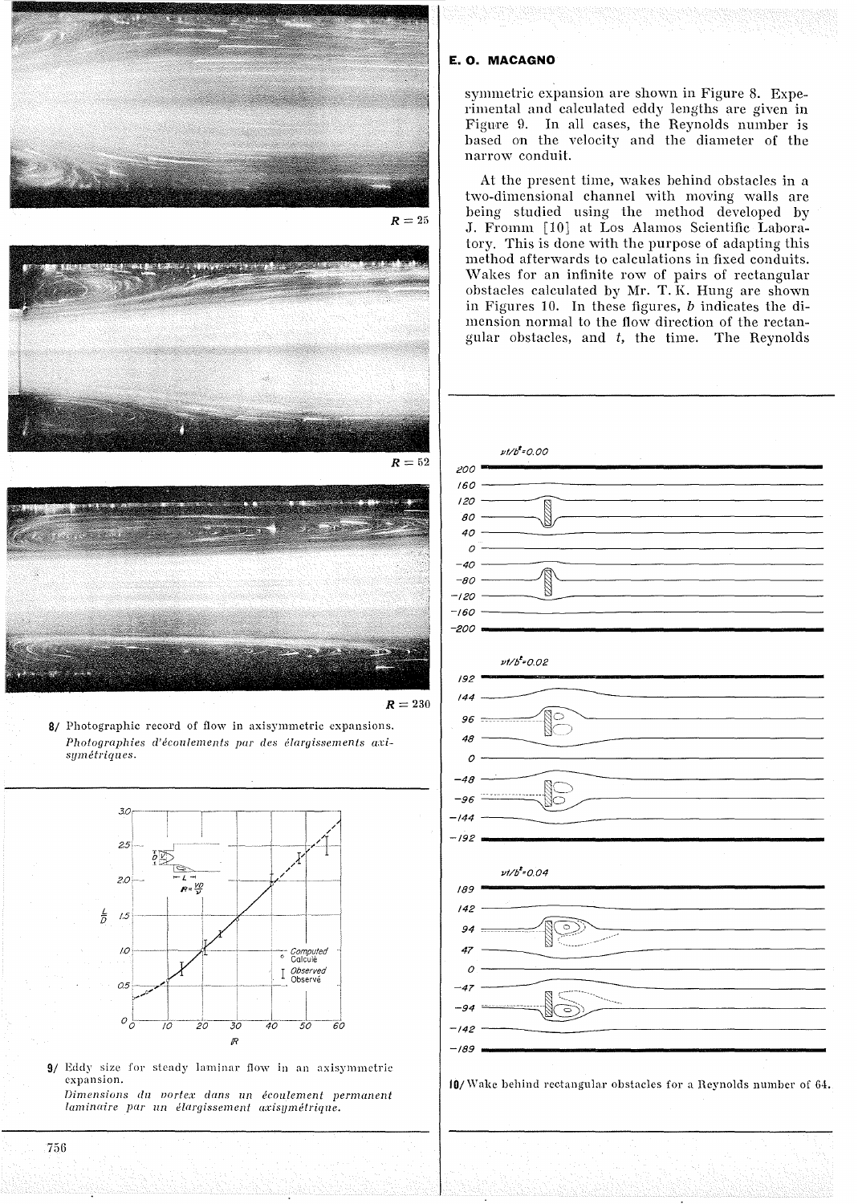symmetric expansion are shown in Figure 8. Experimental and calculated eddy lengths are given in Figure 9. In all cases, the Reynolds number is based on the velocity and the diameter of the narrow conduit.

At the present time, wakes behind obstacles in a two-dimensional channel with moving walls are being studied using the method developed by J. Fromm [10] at Los Alamos Scientific Laboratory. This is done with the purpose of adapting this method afterwards to calculations in fixed conduits. Wakes for an infinite row of pairs of rectangular obstacles calculated by Mr. T. K. Hung are shown in Figures 10. In these figures, $b$ indicates the dimension normal to the flow direction of the rectangular obstacles, and $t$, the time. The Reynolds

$R = 25$

$R = 52$

$R = 230$

8/ Photographic record of flow in axisymmetric expansions.
*Photographies d'écoulements par des élargissements axisymétriques.*

9/ Eddy size for steady laminar flow in an axisymmetric expansion.
*Dimensions du vortex dans un écoulement permanent laminaire par un élargissement axisymétrique.*

10/ Wake behind rectangular obstacles for a Reynolds number of 64.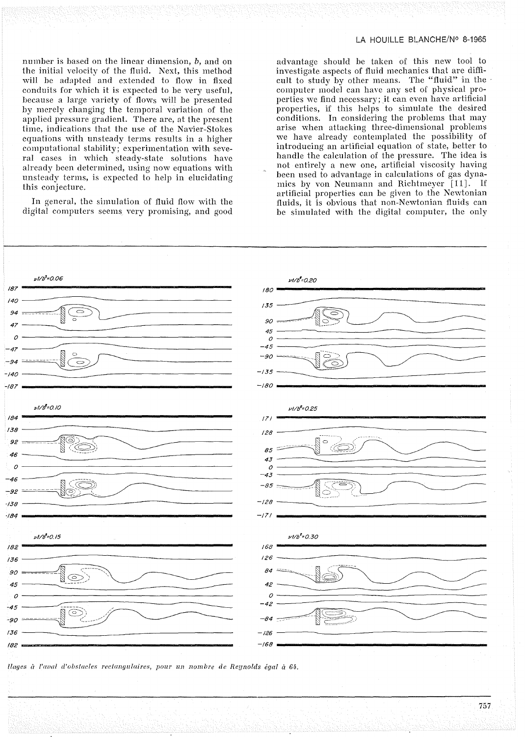number is based on the linear dimension, $b$, and on the initial velocity of the fluid. Next, this method will be adapted and extended to flow in fixed conduits for which it is expected to be very useful, because a large variety of flows will be presented by merely changing the temporal variation of the applied pressure gradient. There are, at the present time, indications that the use of the Navier-Stokes equations with unsteady terms results in a higher computational stability; experimentation with several cases in which steady-state solutions have already been determined, using now equations with unsteady terms, is expected to help in elucidating this conjecture.

In general, the simulation of fluid flow with the digital computers seems very promising, and good advantage should be taken of this new tool to investigate aspects of fluid mechanics that are difficult to study by other means. The "fluid" in the computer model can have any set of physical properties we find necessary; it can even have artificial properties, if this helps to simulate the desired conditions. In considering the problems that may arise when attacking three-dimensional problems we have already contemplated the possibility of introducing an artificial equation of state, better to handle the calculation of the pressure. The idea is not entirely a new one, artificial viscosity having been used to advantage in calculations of gas dynamics by von Neumann and Richtmeyer [11]. If artificial properties can be given to the Newtonian fluids, it is obvious that non-Newtonian fluids can be simulated with the digital computer, the only

*llages à l'aval d'obstacles rectangulaires, pour un nombre de Reynolds égal à 64.*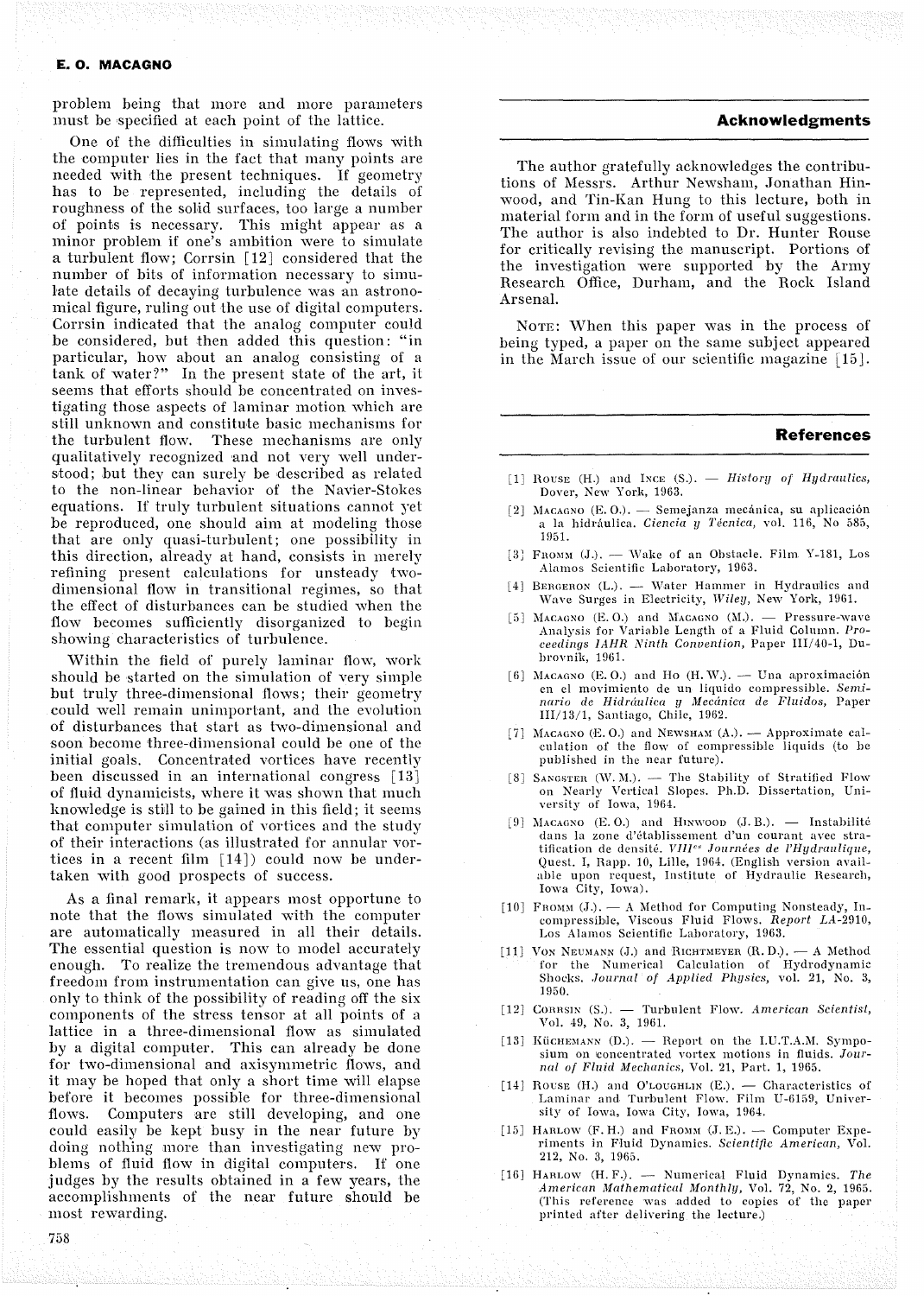problem being that more and more parameters must be specified at each point of the lattice.

One of the difficulties in simulating flows with the computer lies in the fact that many points are needed with the present techniques. If geometry has to be represented, including the details of roughness of the solid surfaces, too large a number of points is necessary. This might appear as a minor problem if one's ambition were to simulate a turbulent flow; Corrsin [12] considered that the number of bits of information necessary to simulate details of decaying turbulence was an astronomical figure, ruling out the use of digital computers. Corrsin indicated that the analog computer could be considered, but then added this question: "in particular, how about an analog consisting of a tank of water?" In the present state of the art, it seems that efforts should be concentrated on investigating those aspects of laminar motion which are still unknown and constitute basic mechanisms for the turbulent flow. These mechanisms are only qualitatively recognized and not very well understood; but they can surely be described as related to the non-linear behavior of the Navier-Stokes equations. If truly turbulent situations cannot yet be reproduced, one should aim at modeling those that are only quasi-turbulent; one possibility in this direction, already at hand, consists in merely refining present calculations for unsteady two-dimensional flow in transitional regimes, so that the effect of disturbances can be studied when the flow becomes sufficiently disorganized to begin showing characteristics of turbulence.

Within the field of purely laminar flow, work should be started on the simulation of very simple but truly three-dimensional flows; their geometry could well remain unimportant, and the evolution of disturbances that start as two-dimensional and soon become three-dimensional could be one of the initial goals. Concentrated vortices have recently been discussed in an international congress [13] of fluid dynamicists, where it was shown that much knowledge is still to be gained in this field; it seems that computer simulation of vortices and the study of their interactions (as illustrated for annular vortices in a recent film [14]) could now be undertaken with good prospects of success.

As a final remark, it appears most opportune to note that the flows simulated with the computer are automatically measured in all their details. The essential question is now to model accurately enough. To realize the tremendous advantage that freedom from instrumentation can give us, one has only to think of the possibility of reading off the six components of the stress tensor at all points of a lattice in a three-dimensional flow as simulated by a digital computer. This can already be done for two-dimensional and axisymmetric flows, and it may be hoped that only a short time will elapse before it becomes possible for three-dimensional flows. Computers are still developing, and one could easily be kept busy in the near future by doing nothing more than investigating new problems of fluid flow in digital computers. If one judges by the results obtained in a few years, the accomplishments of the near future should be most rewarding.

## Acknowledgments

The author gratefully acknowledges the contributions of Messrs. Arthur Newsham, Jonathan Hinwood, and Tin-Kan Hung to this lecture, both in material form and in the form of useful suggestions. The author is also indebted to Dr. Hunter Rouse for critically revising the manuscript. Portions of the investigation were supported by the Army Research Office, Durham, and the Rock Island Arsenal.

NOTE: When this paper was in the process of being typed, a paper on the same subject appeared in the March issue of our scientific magazine [15].

## References

[1] ROUSE (H.) and INCE (S.). — *History of Hydraulics*, Dover, New York, 1963.

[2] MACAGNO (E. O.). — Semejanza mecánica, su aplicación a la hidráulica. *Ciencia y Técnica*, vol. 116, No 585, 1951.

[3] FROMM (J.). — Wake of an Obstacle. Film Y-181, Los Alamos Scientific Laboratory, 1963.

[4] BERGERON (L.). — Water Hammer in Hydraulics and Wave Surges in Electricity, *Wiley*, New York, 1961.

[5] MACAGNO (E. O.) and MACAGNO (M.). — Pressure-wave Analysis for Variable Length of a Fluid Column. *Proceedings IAHR Ninth Convention*, Paper III/40-1, Dubrovnik, 1961.

[6] MACAGNO (E. O.) and HO (H. W.). — Una aproximación en el movimiento de un liquido compressible. *Seminario de Hidráulica y Mecánica de Fluidos*, Paper III/13/1, Santiago, Chile, 1962.

[7] MACAGNO (E. O.) and NEWSHAM (A.). — Approximate calculation of the flow of compressible liquids (to be published in the near future).

[8] SANGSTER (W. M.). — The Stability of Stratified Flow on Nearly Vertical Slopes. Ph.D. Dissertation, University of Iowa, 1964.

[9] MACAGNO (E. O.) and HINWOOD (J. B.). — Instabilité dans la zone d'établissement d'un courant avec stratification de densité. *VIII^es Journées de l'Hydraulique*, Quest. I, Rapp. 10, Lille, 1964. (English version available upon request, Institute of Hydraulic Research, Iowa City, Iowa).

[10] FROMM (J.). — A Method for Computing Nonsteady, Incompressible, Viscous Fluid Flows. *Report LA*-2910, Los Alamos Scientific Laboratory, 1963.

[11] VON NEUMANN (J.) and RICHTMEYER (R. D.). — A Method for the Numerical Calculation of Hydrodynamic Shocks. *Journal of Applied Physics*, vol. 21, No. 3, 1950.

[12] CORRSIN (S.). — Turbulent Flow. *American Scientist*, Vol. 49, No. 3, 1961.

[13] KÜCHEMANN (D.). — Report on the I.U.T.A.M. Symposium on concentrated vortex motions in fluids. *Journal of Fluid Mechanics*, Vol. 21, Part. 1, 1965.

[14] ROUSE (H.) and O'LOUGHLIN (E.). — Characteristics of Laminar and Turbulent Flow. Film U-6159, University of Iowa, Iowa City, Iowa, 1964.

[15] HARLOW (F. H.) and FROMM (J. E.). — Computer Experiments in Fluid Dynamics. *Scientific American*, Vol. 212, No. 3, 1965.

[16] HARLOW (H. F.). — Numerical Fluid Dynamics. *The American Mathematical Monthly*, Vol. 72, No. 2, 1965. (This reference was added to copies of the paper printed after delivering the lecture.)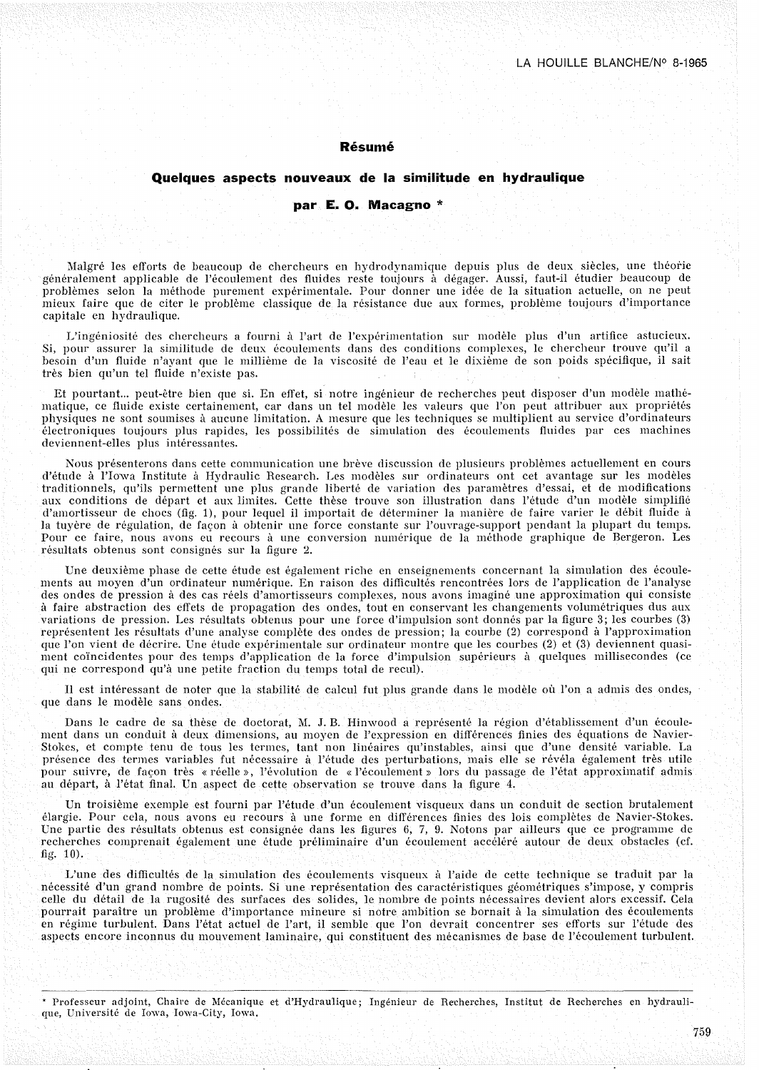## Résumé

### Quelques aspects nouveaux de la similitude en hydraulique

**par E. O. Macagno** *

Malgré les efforts de beaucoup de chercheurs en hydrodynamique depuis plus de deux siècles, une théorie généralement applicable de l'écoulement des fluides reste toujours à dégager. Aussi, faut-il étudier beaucoup de problèmes selon la méthode purement expérimentale. Pour donner une idée de la situation actuelle, on ne peut mieux faire que de citer le problème classique de la résistance due aux formes, problème toujours d'importance capitale en hydraulique.

L'ingéniosité des chercheurs a fourni à l'art de l'expérimentation sur modèle plus d'un artifice astucieux. Si, pour assurer la similitude de deux écoulements dans des conditions complexes, le chercheur trouve qu'il a besoin d'un fluide n'ayant que le millième de la viscosité de l'eau et le dixième de son poids spécifique, il sait très bien qu'un tel fluide n'existe pas.

Et pourtant... peut-être bien que si. En effet, si notre ingénieur de recherches peut disposer d'un modèle mathématique, ce fluide existe certainement, car dans un tel modèle les valeurs que l'on peut attribuer aux propriétés physiques ne sont soumises à aucune limitation. A mesure que les techniques se multiplient au service d'ordinateurs électroniques toujours plus rapides, les possibilités de simulation des écoulements fluides par ces machines deviennent-elles plus intéressantes.

Nous présenterons dans cette communication une brève discussion de plusieurs problèmes actuellement en cours d'étude à l'Iowa Institute à Hydraulic Research. Les modèles sur ordinateurs ont cet avantage sur les modèles traditionnels, qu'ils permettent une plus grande liberté de variation des paramètres d'essai, et de modifications aux conditions de départ et aux limites. Cette thèse trouve son illustration dans l'étude d'un modèle simplifié d'amortisseur de chocs (fig. 1), pour lequel il importait de déterminer la manière de faire varier le débit fluide à la tuyère de régulation, de façon à obtenir une force constante sur l'ouvrage-support pendant la plupart du temps. Pour ce faire, nous avons eu recours à une conversion numérique de la méthode graphique de Bergeron. Les résultats obtenus sont consignés sur la figure 2.

Une deuxième phase de cette étude est également riche en enseignements concernant la simulation des écoulements au moyen d'un ordinateur numérique. En raison des difficultés rencontrées lors de l'application de l'analyse des ondes de pression à des cas réels d'amortisseurs complexes, nous avons imaginé une approximation qui consiste à faire abstraction des effets de propagation des ondes, tout en conservant les changements volumétriques dus aux variations de pression. Les résultats obtenus pour une force d'impulsion sont donnés par la figure 3; les courbes (3) représentent les résultats d'une analyse complète des ondes de pression; la courbe (2) correspond à l'approximation que l'on vient de décrire. Une étude expérimentale sur ordinateur montre que les courbes (2) et (3) deviennent quasiment coïncidentes pour des temps d'application de la force d'impulsion supérieurs à quelques millisecondes (ce qui ne correspond qu'à une petite fraction du temps total de recul).

Il est intéressant de noter que la stabilité de calcul fut plus grande dans le modèle où l'on a admis des ondes, que dans le modèle sans ondes.

Dans le cadre de sa thèse de doctorat, M. J. B. Hinwood a représenté la région d'établissement d'un écoulement dans un conduit à deux dimensions, au moyen de l'expression en différences finies des équations de Navier-Stokes, et compte tenu de tous les termes, tant non linéaires qu'instables, ainsi que d'une densité variable. La présence des termes variables fut nécessaire à l'étude des perturbations, mais elle se révéla également très utile pour suivre, de façon très « réelle », l'évolution de « l'écoulement » lors du passage de l'état approximatif admis au départ, à l'état final. Un aspect de cette observation se trouve dans la figure 4.

Un troisième exemple est fourni par l'étude d'un écoulement visqueux dans un conduit de section brutalement élargie. Pour cela, nous avons eu recours à une forme en différences finies des lois complètes de Navier-Stokes. Une partie des résultats obtenus est consignée dans les figures 6, 7, 9. Notons par ailleurs que ce programme de recherches comprenait également une étude préliminaire d'un écoulement accéléré autour de deux obstacles (cf. fig. 10).

L'une des difficultés de la simulation des écoulements visqueux à l'aide de cette technique se traduit par la nécessité d'un grand nombre de points. Si une représentation des caractéristiques géométriques s'impose, y compris celle du détail de la rugosité des surfaces des solides, le nombre de points nécessaires devient alors excessif. Cela pourrait paraître un problème d'importance mineure si notre ambition se bornait à la simulation des écoulements en régime turbulent. Dans l'état actuel de l'art, il semble que l'on devrait concentrer ses efforts sur l'étude des aspects encore inconnus du mouvement laminaire, qui constituent des mécanismes de base de l'écoulement turbulent.

---

* Professeur adjoint, Chaire de Mécanique et d'Hydraulique; Ingénieur de Recherches, Institut de Recherches en hydraulique, Université de Iowa, Iowa-City, Iowa.